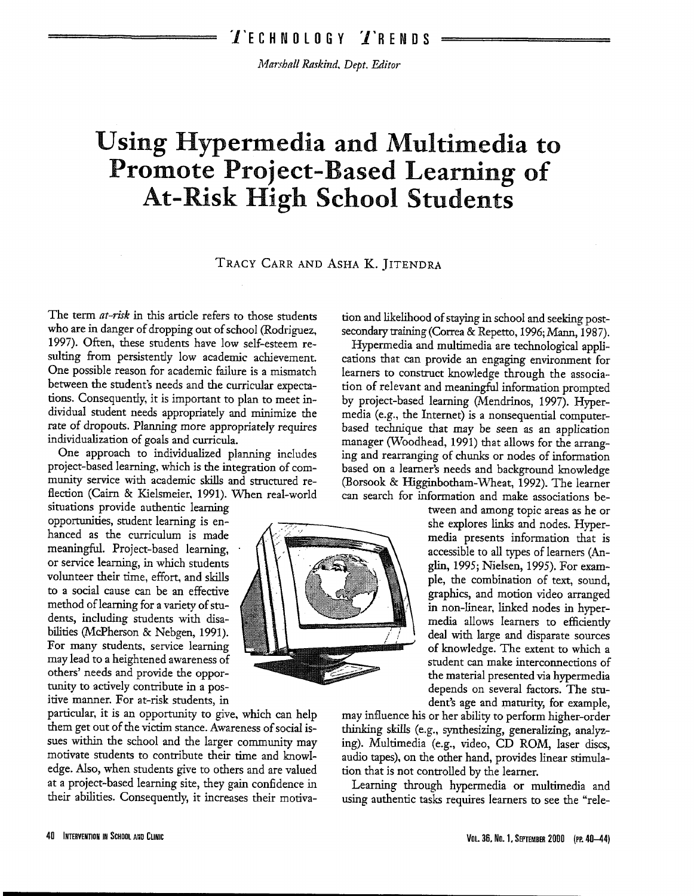Technology Trends

*Marshall Raskind, Dept. Editor*

# Using Hypermedia and Multimedia to Promote Project-Based Learning of At-Risk High School Students

TRACY CARR AND ASHA K. JITENDRA

The term *at-risk* in this article refers to those students who are in danger of dropping out of school (Rodriguez, 1997). Often, these students have low self-esteem resulting from persistently low academic achievement. One possible reason for academic failure is a mismatch between the student's needs and the curricular expectations. Consequently, it is important to plan to meet individual student needs appropriately and minimize the rate of dropouts. Planning more appropriately requires individualization of goals and curricula.

One approach to individualized planning includes project-based learning, which is the integration of community service with academic skills and structured reflection (Cairn & Kielsmeier, 1991). When real-world situations provide authentic learning opportunities, student learning is enhanced as the curriculum is made meaningful. Project-based learning, or service learning, in which students volunteer their time, effort, and skills to a social cause can be an effective method of learning for a variety of students, including students with disabilities (McPherson & Nebgen, 1991). For many students, service learning may lead to a heightened awareness of others' needs and provide the opportunity to actively contribute in a positive manner. For at-risk students, in particular, it is an opportunity to give, which can help them get out of the victim stance. Awareness of social issues within the school and the larger community may motivate students to contribute their time and knowledge. Also, when students give to others and are valued at a project-based learning site, they gain confidence in their abilities. Consequently, it increases their motivation and likelihood of staying in school and seeking postsecondary training (Correa & Repetto, 1996; Mann, 1987).

Hypermedia and multimedia are technological applications that can provide an engaging environment for learners to construct knowledge through the association of relevant and meaningful information prompted by project-based learning (Mendrinos, 1997). Hypermedia (e.g., the Internet) is a nonsequential computer-based technique that may be seen as an application manager (Woodhead, 1991) that allows for the arranging and rearranging of chunks or nodes of information based on a learner's needs and background knowledge (Borsook & Higginbotham-Wheat, 1992). The learner can search for information and make associations between and among topic areas as he or she explores links and nodes. Hypermedia presents information that is accessible to all types of learners (Anglin, 1995; Nielsen, 1995). For example, the combination of text, sound, graphics, and motion video arranged in non-linear, linked nodes in hypermedia allows learners to efficiently deal with large and disparate sources of knowledge. The extent to which a student can make interconnections of the material presented via hypermedia depends on several factors. The student's age and maturity, for example, may influence his or her ability to perform higher-order thinking skills (e.g., synthesizing, generalizing, analyzing). Multimedia (e.g., video, CD ROM, laser discs, audio tapes), on the other hand, provides linear stimulation that is not controlled by the learner.

Learning through hypermedia or multimedia and using authentic tasks requires learners to see the "rele-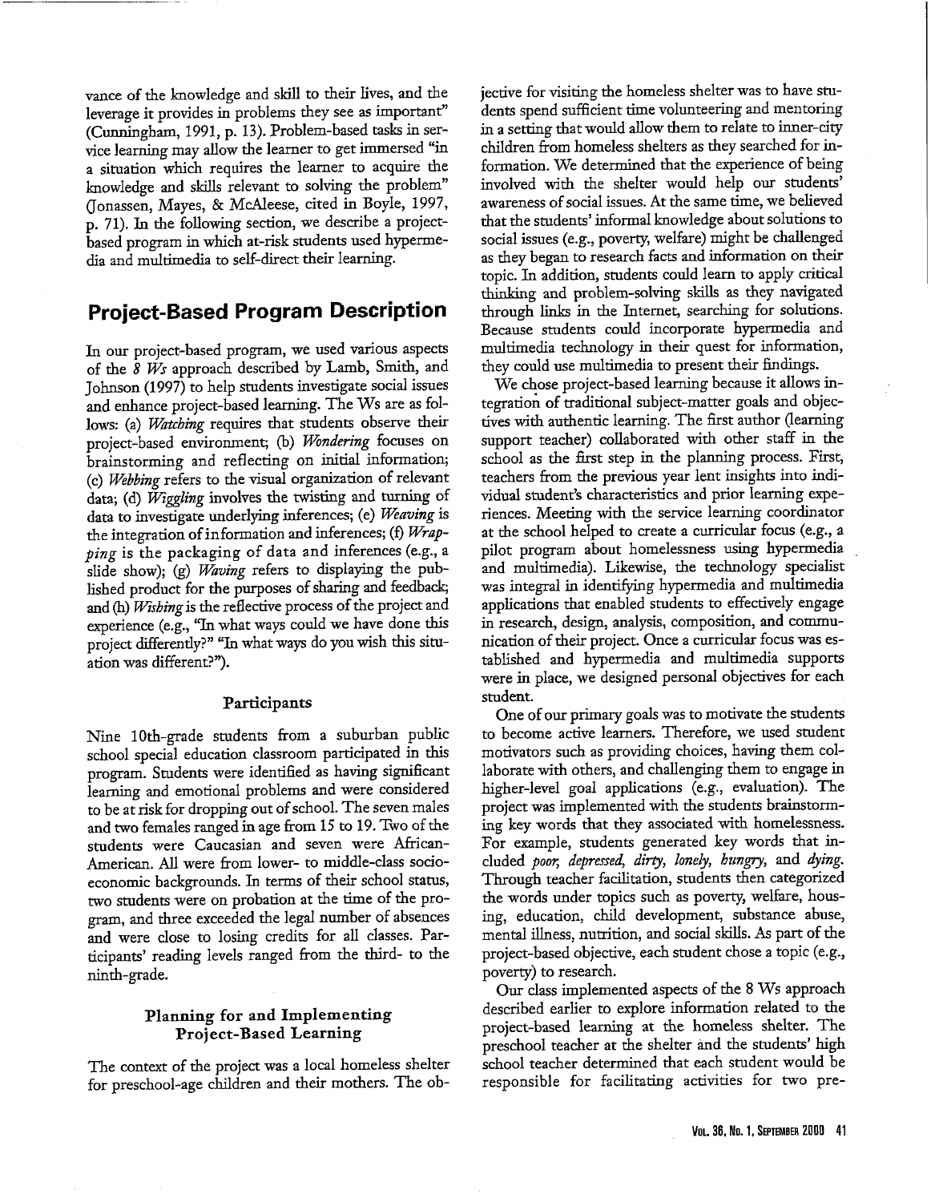vance of the knowledge and skill to their lives, and the leverage it provides in problems they see as important" (Cunningham, 1991, p. 13). Problem-based tasks in service learning may allow the learner to get immersed "in a situation which requires the learner to acquire the knowledge and skills relevant to solving the problem" (Jonassen, Mayes, & McAleese, cited in Boyle, 1997, p. 71). In the following section, we describe a project-based program in which at-risk students used hypermedia and multimedia to self-direct their learning.

## Project-Based Program Description

In our project-based program, we used various aspects of the *8 Ws* approach described by Lamb, Smith, and Johnson (1997) to help students investigate social issues and enhance project-based learning. The Ws are as follows: (a) *Watching* requires that students observe their project-based environment; (b) *Wondering* focuses on brainstorming and reflecting on initial information; (c) *Webbing* refers to the visual organization of relevant data; (d) *Wiggling* involves the twisting and turning of data to investigate underlying inferences; (e) *Weaving* is the integration of information and inferences; (f) *Wrapping* is the packaging of data and inferences (e.g., a slide show); (g) *Waving* refers to displaying the published product for the purposes of sharing and feedback; and (h) *Wishing* is the reflective process of the project and experience (e.g., "In what ways could we have done this project differently?" "In what ways do you wish this situation was different?").

### Participants

Nine 10th-grade students from a suburban public school special education classroom participated in this program. Students were identified as having significant learning and emotional problems and were considered to be at risk for dropping out of school. The seven males and two females ranged in age from 15 to 19. Two of the students were Caucasian and seven were African-American. All were from lower- to middle-class socioeconomic backgrounds. In terms of their school status, two students were on probation at the time of the program, and three exceeded the legal number of absences and were close to losing credits for all classes. Participants' reading levels ranged from the third- to the ninth-grade.

### Planning for and Implementing Project-Based Learning

The context of the project was a local homeless shelter for preschool-age children and their mothers. The objective for visiting the homeless shelter was to have students spend sufficient time volunteering and mentoring in a setting that would allow them to relate to inner-city children from homeless shelters as they searched for information. We determined that the experience of being involved with the shelter would help our students' awareness of social issues. At the same time, we believed that the students' informal knowledge about solutions to social issues (e.g., poverty, welfare) might be challenged as they began to research facts and information on their topic. In addition, students could learn to apply critical thinking and problem-solving skills as they navigated through links in the Internet, searching for solutions. Because students could incorporate hypermedia and multimedia technology in their quest for information, they could use multimedia to present their findings.

We chose project-based learning because it allows integration of traditional subject-matter goals and objectives with authentic learning. The first author (learning support teacher) collaborated with other staff in the school as the first step in the planning process. First, teachers from the previous year lent insights into individual student's characteristics and prior learning experiences. Meeting with the service learning coordinator at the school helped to create a curricular focus (e.g., a pilot program about homelessness using hypermedia and multimedia). Likewise, the technology specialist was integral in identifying hypermedia and multimedia applications that enabled students to effectively engage in research, design, analysis, composition, and communication of their project. Once a curricular focus was established and hypermedia and multimedia supports were in place, we designed personal objectives for each student.

One of our primary goals was to motivate the students to become active learners. Therefore, we used student motivators such as providing choices, having them collaborate with others, and challenging them to engage in higher-level goal applications (e.g., evaluation). The project was implemented with the students brainstorming key words that they associated with homelessness. For example, students generated key words that included *poor, depressed, dirty, lonely, hungry,* and *dying.* Through teacher facilitation, students then categorized the words under topics such as poverty, welfare, housing, education, child development, substance abuse, mental illness, nutrition, and social skills. As part of the project-based objective, each student chose a topic (e.g., poverty) to research.

Our class implemented aspects of the 8 Ws approach described earlier to explore information related to the project-based learning at the homeless shelter. The preschool teacher at the shelter and the students' high school teacher determined that each student would be responsible for facilitating activities for two pre-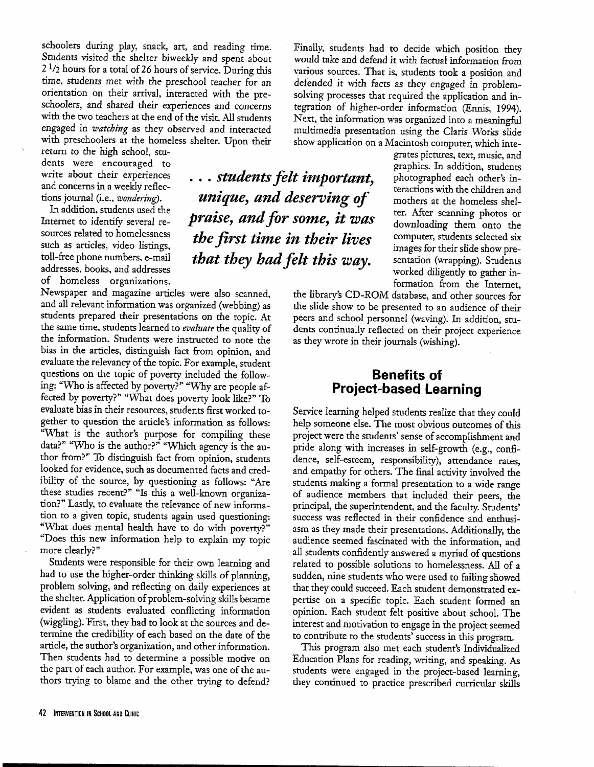schoolers during play, snack, art, and reading time. Students visited the shelter biweekly and spent about 2 1/2 hours for a total of 26 hours of service. During this time, students met with the preschool teacher for an orientation on their arrival, interacted with the preschoolers, and shared their experiences and concerns with the two teachers at the end of the visit. All students engaged in *watching* as they observed and interacted with preschoolers at the homeless shelter. Upon their return to the high school, students were encouraged to write about their experiences and concerns in a weekly reflections journal (i.e., *wondering*).

In addition, students used the Internet to identify several resources related to homelessness such as articles, video listings, toll-free phone numbers, e-mail addresses, books, and addresses of homeless organizations. Newspaper and magazine articles were also scanned, and all relevant information was organized (webbing) as students prepared their presentations on the topic. At the same time, students learned to *evaluate* the quality of the information. Students were instructed to note the bias in the articles, distinguish fact from opinion, and evaluate the relevancy of the topic. For example, student questions on the topic of poverty included the following: "Who is affected by poverty?" "Why are people affected by poverty?" "What does poverty look like?" To evaluate bias in their resources, students first worked together to question the article's information as follows: "What is the author's purpose for compiling these data?" "Who is the author?" "Which agency is the author from?" To distinguish fact from opinion, students looked for evidence, such as documented facts and credibility of the source, by questioning as follows: "Are these studies recent?" "Is this a well-known organization?" Lastly, to evaluate the relevance of new information to a given topic, students again used questioning: "What does mental health have to do with poverty?" "Does this new information help to explain my topic more clearly?"

Students were responsible for their own learning and had to use the higher-order thinking skills of planning, problem solving, and reflecting on daily experiences at the shelter. Application of problem-solving skills became evident as students evaluated conflicting information (wiggling). First, they had to look at the sources and determine the credibility of each based on the date of the article, the author's organization, and other information. Then students had to determine a possible motive on the part of each author. For example, was one of the authors trying to blame and the other trying to defend? Finally, students had to decide which position they would take and defend it with factual information from various sources. That is, students took a position and defended it with facts as they engaged in problem-solving processes that required the application and integration of higher-order information (Ennis, 1994). Next, the information was organized into a meaningful multimedia presentation using the Claris Works slide show application on a Macintosh computer, which integrates pictures, text, music, and graphics. In addition, students photographed each other's interactions with the children and mothers at the homeless shelter. After scanning photos or downloading them onto the computer, students selected six images for their slide show presentation (wrapping). Students worked diligently to gather information from the Internet, the library's CD-ROM database, and other sources for the slide show to be presented to an audience of their peers and school personnel (waving). In addition, students continually reflected on their project experience as they wrote in their journals (wishing).

> ***. . . students felt important, unique, and deserving of praise, and for some, it was the first time in their lives that they had felt this way.***

## Benefits of Project-based Learning

Service learning helped students realize that they could help someone else. The most obvious outcomes of this project were the students' sense of accomplishment and pride along with increases in self-growth (e.g., confidence, self-esteem, responsibility), attendance rates, and empathy for others. The final activity involved the students making a formal presentation to a wide range of audience members that included their peers, the principal, the superintendent, and the faculty. Students' success was reflected in their confidence and enthusiasm as they made their presentations. Additionally, the audience seemed fascinated with the information, and all students confidently answered a myriad of questions related to possible solutions to homelessness. All of a sudden, nine students who were used to failing showed that they could succeed. Each student demonstrated expertise on a specific topic. Each student formed an opinion. Each student felt positive about school. The interest and motivation to engage in the project seemed to contribute to the students' success in this program.

This program also met each student's Individualized Education Plans for reading, writing, and speaking. As students were engaged in the project-based learning, they continued to practice prescribed curricular skills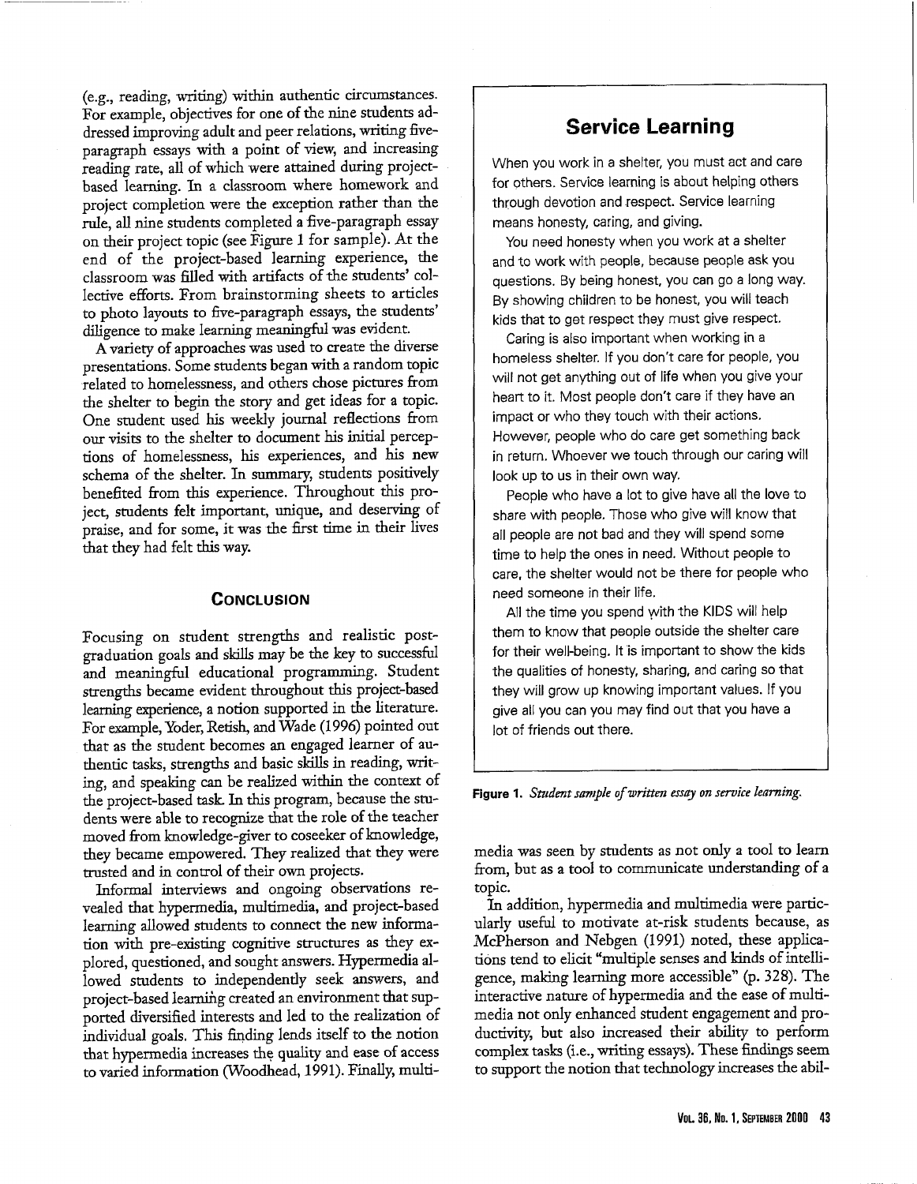(e.g., reading, writing) within authentic circumstances. For example, objectives for one of the nine students addressed improving adult and peer relations, writing five-paragraph essays with a point of view, and increasing reading rate, all of which were attained during project-based learning. In a classroom where homework and project completion were the exception rather than the rule, all nine students completed a five-paragraph essay on their project topic (see Figure 1 for sample). At the end of the project-based learning experience, the classroom was filled with artifacts of the students' collective efforts. From brainstorming sheets to articles to photo layouts to five-paragraph essays, the students' diligence to make learning meaningful was evident.

A variety of approaches was used to create the diverse presentations. Some students began with a random topic related to homelessness, and others chose pictures from the shelter to begin the story and get ideas for a topic. One student used his weekly journal reflections from our visits to the shelter to document his initial perceptions of homelessness, his experiences, and his new schema of the shelter. In summary, students positively benefited from this experience. Throughout this project, students felt important, unique, and deserving of praise, and for some, it was the first time in their lives that they had felt this way.

> ## Service Learning
>
> When you work in a shelter, you must act and care for others. Service learning is about helping others through devotion and respect. Service learning means honesty, caring, and giving.
>
> You need honesty when you work at a shelter and to work with people, because people ask you questions. By being honest, you can go a long way. By showing children to be honest, you will teach kids that to get respect they must give respect.
>
> Caring is also important when working in a homeless shelter. If you don't care for people, you will not get anything out of life when you give your heart to it. Most people don't care if they have an impact or who they touch with their actions. However, people who do care get something back in return. Whoever we touch through our caring will look up to us in their own way.
>
> People who have a lot to give have all the love to share with people. Those who give will know that all people are not bad and they will spend some time to help the ones in need. Without people to care, the shelter would not be there for people who need someone in their life.
>
> All the time you spend with the KIDS will help them to know that people outside the shelter care for their well-being. It is important to show the kids the qualities of honesty, sharing, and caring so that they will grow up knowing important values. If you give all you can you may find out that you have a lot of friends out there.

**Figure 1.** *Student sample of written essay on service learning.*

## Conclusion

Focusing on student strengths and realistic post-graduation goals and skills may be the key to successful and meaningful educational programming. Student strengths became evident throughout this project-based learning experience, a notion supported in the literature. For example, Yoder, Retish, and Wade (1996) pointed out that as the student becomes an engaged learner of authentic tasks, strengths and basic skills in reading, writing, and speaking can be realized within the context of the project-based task. In this program, because the students were able to recognize that the role of the teacher moved from knowledge-giver to coseeker of knowledge, they became empowered. They realized that they were trusted and in control of their own projects.

Informal interviews and ongoing observations revealed that hypermedia, multimedia, and project-based learning allowed students to connect the new information with pre-existing cognitive structures as they explored, questioned, and sought answers. Hypermedia allowed students to independently seek answers, and project-based learning created an environment that supported diversified interests and led to the realization of individual goals. This finding lends itself to the notion that hypermedia increases the quality and ease of access to varied information (Woodhead, 1991). Finally, multimedia was seen by students as not only a tool to learn from, but as a tool to communicate understanding of a topic.

In addition, hypermedia and multimedia were particularly useful to motivate at-risk students because, as McPherson and Nebgen (1991) noted, these applications tend to elicit "multiple senses and kinds of intelligence, making learning more accessible" (p. 328). The interactive nature of hypermedia and the ease of multimedia not only enhanced student engagement and productivity, but also increased their ability to perform complex tasks (i.e., writing essays). These findings seem to support the notion that technology increases the abil-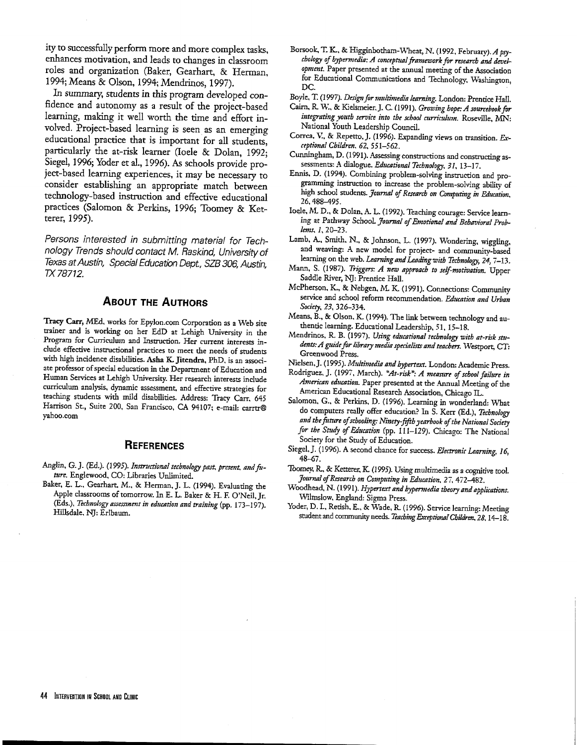ity to successfully perform more and more complex tasks, enhances motivation, and leads to changes in classroom roles and organization (Baker, Gearhart, & Herman, 1994; Means & Olson, 1994; Mendrinos, 1997).

In summary, students in this program developed confidence and autonomy as a result of the project-based learning, making it well worth the time and effort involved. Project-based learning is seen as an emerging educational practice that is important for all students, particularly the at-risk learner (Ioele & Dolan, 1992; Siegel, 1996; Yoder et al., 1996). As schools provide project-based learning experiences, it may be necessary to consider establishing an appropriate match between technology-based instruction and effective educational practices (Salomon & Perkins, 1996; Toomey & Ketterer, 1995).

*Persons interested in submitting material for Technology Trends should contact M. Raskind, University of Texas at Austin, Special Education Dept., SZB 306, Austin, TX 78712.*

## About the Authors

**Tracy Carr,** MEd, works for Epylon.com Corporation as a Web site trainer and is working on her EdD at Lehigh University in the Program for Curriculum and Instruction. Her current interests include effective instructional practices to meet the needs of students with high incidence disabilities. **Asha K. Jitendra,** PhD, is an associate professor of special education in the Department of Education and Human Services at Lehigh University. Her research interests include curriculum analysis, dynamic assessment, and effective strategies for teaching students with mild disabilities. Address: Tracy Carr, 645 Harrison St., Suite 200, San Francisco, CA 94107; e-mail: carrtr@yahoo.com

## References

Anglin, G. J. (Ed.). (1995). *Instructional technology past, present, and future.* Englewood, CO: Libraries Unlimited.

Baker, E. L., Gearhart, M., & Herman, J. L. (1994). Evaluating the Apple classrooms of tomorrow. In E. L. Baker & H. F. O'Neil, Jr. (Eds.), *Technology assessment in education and training* (pp. 173–197). Hillsdale, NJ: Erlbaum.

Borsook, T. K., & Higginbotham-Wheat, N. (1992, February). *A psychology of hypermedia: A conceptual framework for research and development.* Paper presented at the annual meeting of the Association for Educational Communications and Technology, Washington, DC.

Boyle, T. (1997). *Design for multimedia learning.* London: Prentice Hall.

Cairn, R. W., & Kielsmeier, J. C. (1991). *Growing hope: A sourcebook for integrating youth service into the school curriculum.* Roseville, MN: National Youth Leadership Council.

Correa, V., & Repetto, J. (1996). Expanding views on transition. *Exceptional Children, 62,* 551–562.

Cunningham, D. (1991). Assessing constructions and constructing assessments: A dialogue. *Educational Technology, 31,* 13–17.

Ennis, D. (1994). Combining problem-solving instruction and programming instruction to increase the problem-solving ability of high school students. *Journal of Research on Computing in Education, 26,* 488–495.

Ioele, M. D., & Dolan, A. L. (1992). Teaching courage: Service learning at Pathway School. *Journal of Emotional and Behavioral Problems, 1,* 20–23.

Lamb, A., Smith, N., & Johnson, L. (1997). Wondering, wiggling, and weaving: A new model for project- and community-based learning on the web. *Learning and Leading with Technology, 24,* 7–13.

Mann, S. (1987). *Triggers: A new approach to self-motivation.* Upper Saddle River, NJ: Prentice Hall.

McPherson, K., & Nebgen, M. K. (1991). Connections: Community service and school reform recommendation. *Education and Urban Society, 23,* 326–334.

Means, B., & Olson, K. (1994). The link between technology and authentic learning. Educational Leadership, 51, 15–18.

Mendrinos, R. B. (1997). *Using educational technology with at-risk students: A guide for library media specialists and teachers.* Westport, CT: Greenwood Press.

Nielsen, J. (1995). *Multimedia and hypertext.* London: Academic Press.

Rodriguez, J. (1997, March). *"At-risk": A measure of school failure in American education.* Paper presented at the Annual Meeting of the American Educational Research Association, Chicago IL.

Salomon, G., & Perkins, D. (1996). Learning in wonderland: What do computers really offer education? In S. Kerr (Ed.), *Technology and the future of schooling: Ninety-fifth yearbook of the National Society for the Study of Education* (pp. 111–129). Chicago: The National Society for the Study of Education.

Siegel, J. (1996). A second chance for success. *Electronic Learning, 16,* 48–67.

Toomey, R., & Ketterer, K. (1995). Using multimedia as a cognitive tool. *Journal of Research on Computing in Education, 27,* 472–482.

Woodhead, N. (1991). *Hypertext and hypermedia theory and applications.* Wilmslow, England: Sigma Press.

Yoder, D. I., Retish, E., & Wade, R. (1996). Service learning: Meeting student and community needs. *Teaching Exceptional Children, 28,* 14–18.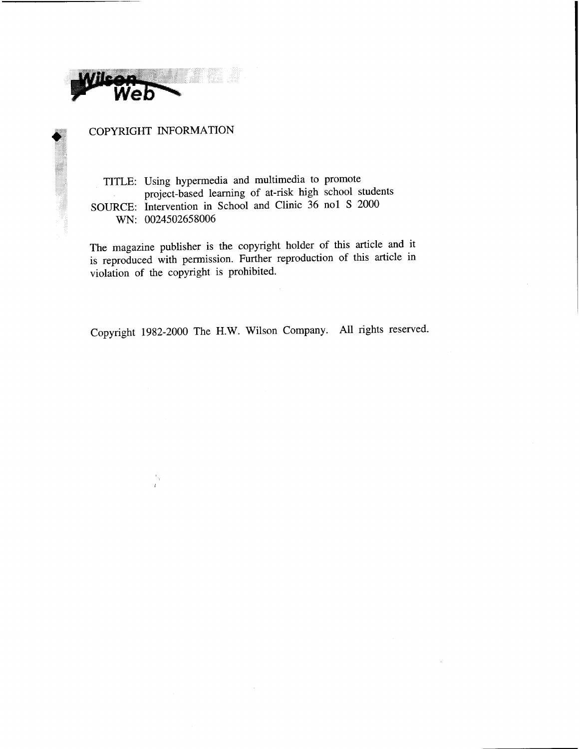Wilson Web

COPYRIGHT INFORMATION

TITLE: Using hypermedia and multimedia to promote project-based learning of at-risk high school students
SOURCE: Intervention in School and Clinic 36 no1 S 2000
WN: 0024502658006

The magazine publisher is the copyright holder of this article and it is reproduced with permission. Further reproduction of this article in violation of the copyright is prohibited.

Copyright 1982-2000 The H.W. Wilson Company. All rights reserved.